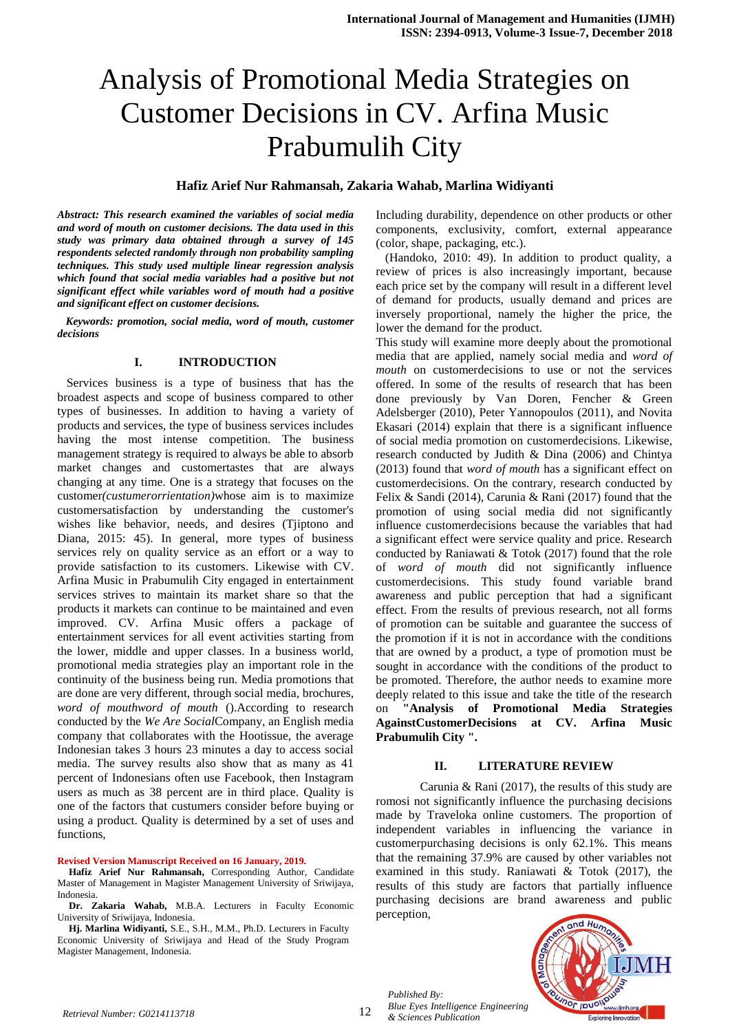# Analysis of Promotional Media Strategies on Customer Decisions in CV. Arfina Music Prabumulih City

**Hafiz Arief Nur Rahmansah, Zakaria Wahab, Marlina Widiyanti**

***Abstract: This research examined the variables of social media and word of mouth on customer decisions. The data used in this study was primary data obtained through a survey of 145 respondents selected randomly through non probability sampling techniques. This study used multiple linear regression analysis which found that social media variables had a positive but not significant effect while variables word of mouth had a positive and significant effect on customer decisions.***

***Keywords: promotion, social media, word of mouth, customer decisions***

## I. INTRODUCTION

Services business is a type of business that has the broadest aspects and scope of business compared to other types of businesses. In addition to having a variety of products and services, the type of business services includes having the most intense competition. The business management strategy is required to always be able to absorb market changes and customertastes that are always changing at any time. One is a strategy that focuses on the customer*(custumerorrientation)*whose aim is to maximize customersatisfaction by understanding the customer's wishes like behavior, needs, and desires (Tjiptono and Diana, 2015: 45). In general, more types of business services rely on quality service as an effort or a way to provide satisfaction to its customers. Likewise with CV. Arfina Music in Prabumulih City engaged in entertainment services strives to maintain its market share so that the products it markets can continue to be maintained and even improved. CV. Arfina Music offers a package of entertainment services for all event activities starting from the lower, middle and upper classes. In a business world, promotional media strategies play an important role in the continuity of the business being run. Media promotions that are done are very different, through social media, brochures, *word of mouthword of mouth* ().According to research conducted by the *We Are Social*Company, an English media company that collaborates with the Hootissue, the average Indonesian takes 3 hours 23 minutes a day to access social media. The survey results also show that as many as 41 percent of Indonesians often use Facebook, then Instagram users as much as 38 percent are in third place. Quality is one of the factors that custumers consider before buying or using a product. Quality is determined by a set of uses and functions,

**Revised Version Manuscript Received on 16 January, 2019.**

**Hafiz Arief Nur Rahmansah,** Corresponding Author, Candidate Master of Management in Magister Management University of Sriwijaya, Indonesia.

**Dr. Zakaria Wahab,** M.B.A. Lecturers in Faculty Economic University of Sriwijaya, Indonesia.

**Hj. Marlina Widiyanti,** S.E., S.H., M.M., Ph.D. Lecturers in Faculty Economic University of Sriwijaya and Head of the Study Program Magister Management, Indonesia.

Including durability, dependence on other products or other components, exclusivity, comfort, external appearance (color, shape, packaging, etc.).

(Handoko, 2010: 49). In addition to product quality, a review of prices is also increasingly important, because each price set by the company will result in a different level of demand for products, usually demand and prices are inversely proportional, namely the higher the price, the lower the demand for the product.

This study will examine more deeply about the promotional media that are applied, namely social media and *word of mouth* on customerdecisions to use or not the services offered. In some of the results of research that has been done previously by Van Doren, Fencher & Green Adelsberger (2010), Peter Yannopoulos (2011), and Novita Ekasari (2014) explain that there is a significant influence of social media promotion on customerdecisions. Likewise, research conducted by Judith & Dina (2006) and Chintya (2013) found that *word of mouth* has a significant effect on customerdecisions. On the contrary, research conducted by Felix & Sandi (2014), Carunia & Rani (2017) found that the promotion of using social media did not significantly influence customerdecisions because the variables that had a significant effect were service quality and price. Research conducted by Raniawati & Totok (2017) found that the role of *word of mouth* did not significantly influence customerdecisions. This study found variable brand awareness and public perception that had a significant effect. From the results of previous research, not all forms of promotion can be suitable and guarantee the success of the promotion if it is not in accordance with the conditions that are owned by a product, a type of promotion must be sought in accordance with the conditions of the product to be promoted. Therefore, the author needs to examine more deeply related to this issue and take the title of the research on **"Analysis of Promotional Media Strategies AgainstCustomerDecisions at CV. Arfina Music Prabumulih City ".**

## II. LITERATURE REVIEW

Carunia & Rani (2017), the results of this study are romosi not significantly influence the purchasing decisions made by Traveloka online customers. The proportion of independent variables in influencing the variance in customerpurchasing decisions is only 62.1%. This means that the remaining 37.9% are caused by other variables not examined in this study. Raniawati & Totok (2017), the results of this study are factors that partially influence purchasing decisions are brand awareness and public perception,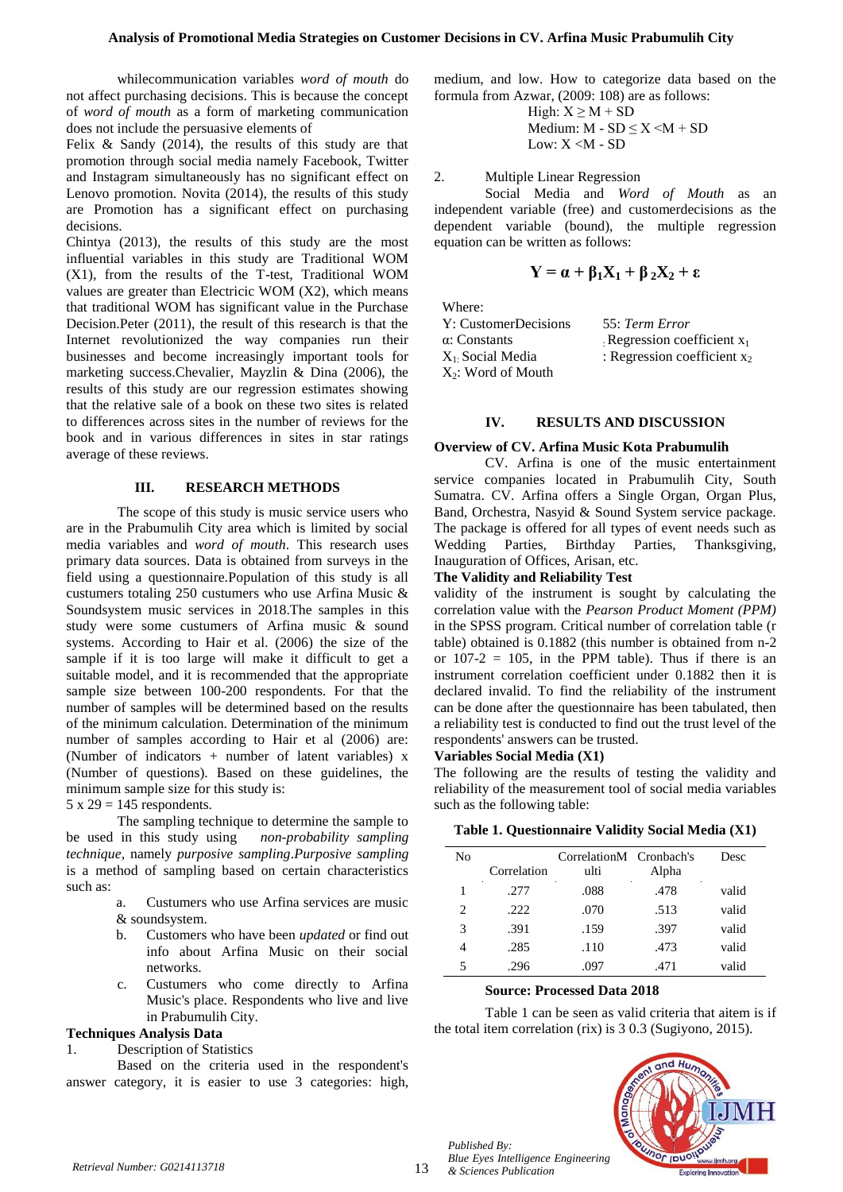whilecommunication variables *word of mouth* do not affect purchasing decisions. This is because the concept of *word of mouth* as a form of marketing communication does not include the persuasive elements of

Felix & Sandy (2014), the results of this study are that promotion through social media namely Facebook, Twitter and Instagram simultaneously has no significant effect on Lenovo promotion. Novita (2014), the results of this study are Promotion has a significant effect on purchasing decisions.

Chintya (2013), the results of this study are the most influential variables in this study are Traditional WOM (X1), from the results of the T-test, Traditional WOM values are greater than Electricic WOM (X2), which means that traditional WOM has significant value in the Purchase Decision.Peter (2011), the result of this research is that the Internet revolutionized the way companies run their businesses and become increasingly important tools for marketing success.Chevalier, Mayzlin & Dina (2006), the results of this study are our regression estimates showing that the relative sale of a book on these two sites is related to differences across sites in the number of reviews for the book and in various differences in sites in star ratings average of these reviews.

## III. RESEARCH METHODS

The scope of this study is music service users who are in the Prabumulih City area which is limited by social media variables and *word of mouth*. This research uses primary data sources. Data is obtained from surveys in the field using a questionnaire.Population of this study is all custumers totaling 250 custumers who use Arfina Music & Soundsystem music services in 2018.The samples in this study were some customers of Arfina music & sound systems. According to Hair et al. (2006) the size of the sample if it is too large will make it difficult to get a suitable model, and it is recommended that the appropriate sample size between 100-200 respondents. For that the number of samples will be determined based on the results of the minimum calculation. Determination of the minimum number of samples according to Hair et al (2006) are: (Number of indicators + number of latent variables) x (Number of questions). Based on these guidelines, the minimum sample size for this study is:

5 x 29 = 145 respondents.

The sampling technique to determine the sample to be used in this study using *non-probability sampling technique*, namely *purposive sampling*.*Purposive sampling* is a method of sampling based on certain characteristics such as:

a. Custumers who use Arfina services are music & soundsystem.
b. Customers who have been *updated* or find out info about Arfina Music on their social networks.
c. Custumers who come directly to Arfina Music's place. Respondents who live and live in Prabumulih City.

**Techniques Analysis Data**

1. Description of Statistics

Based on the criteria used in the respondent's answer category, it is easier to use 3 categories: high, medium, and low. How to categorize data based on the formula from Azwar, (2009: 108) are as follows:

High: $X \geq M + SD$
Medium: $M - SD \leq X < M + SD$
Low: $X < M - SD$

2. Multiple Linear Regression

Social Media and *Word of Mouth* as an independent variable (free) and customerdecisions as the dependent variable (bound), the multiple regression equation can be written as follows:

$$Y = \alpha + \beta_1 X_1 + \beta_2 X_2 + \varepsilon$$

Where:

| | |
|---|---|
| Y: CustomerDecisions | 55: *Term Error* |
| α: Constants | : Regression coefficient $x_1$ |
| $X_1$: Social Media | : Regression coefficient $x_2$ |
| $X_2$: Word of Mouth | |

## IV. RESULTS AND DISCUSSION

**Overview of CV. Arfina Music Kota Prabumulih**

CV. Arfina is one of the music entertainment service companies located in Prabumulih City, South Sumatra. CV. Arfina offers a Single Organ, Organ Plus, Band, Orchestra, Nasyid & Sound System service package. The package is offered for all types of event needs such as Wedding Parties, Birthday Parties, Thanksgiving, Inauguration of Offices, Arisan, etc.

**The Validity and Reliability Test**

validity of the instrument is sought by calculating the correlation value with the *Pearson Product Moment (PPM)* in the SPSS program. Critical number of correlation table (r table) obtained is 0.1882 (this number is obtained from n-2 or 107-2 = 105, in the PPM table). Thus if there is an instrument correlation coefficient under 0.1882 then it is declared invalid. To find the reliability of the instrument can be done after the questionnaire has been tabulated, then a reliability test is conducted to find out the trust level of the respondents' answers can be trusted.

**Variables Social Media (X1)**

The following are the results of testing the validity and reliability of the measurement tool of social media variables such as the following table:

**Table 1. Questionnaire Validity Social Media (X1)**

| No | Correlation | CorrelationMulti | Cronbach's Alpha | Desc |
|---|---|---|---|---|
| 1 | .277 | .088 | .478 | valid |
| 2 | .222 | .070 | .513 | valid |
| 3 | .391 | .159 | .397 | valid |
| 4 | .285 | .110 | .473 | valid |
| 5 | .296 | .097 | .471 | valid |

**Source: Processed Data 2018**

Table 1 can be seen as valid criteria that aitem is if the total item correlation (rix) is 3 0.3 (Sugiyono, 2015).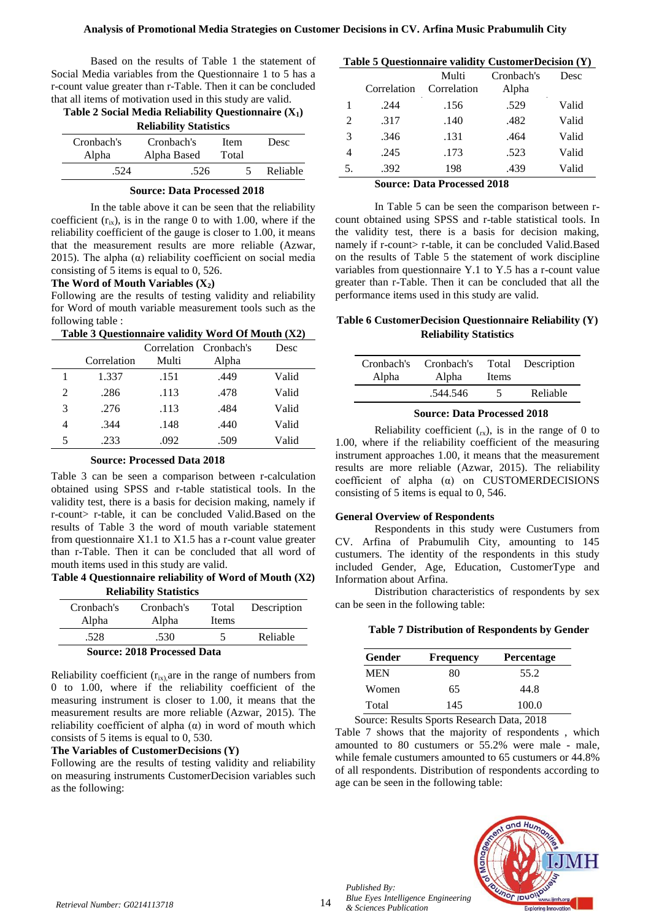Based on the results of Table 1 the statement of Social Media variables from the Questionnaire 1 to 5 has a r-count value greater than r-Table. Then it can be concluded that all items of motivation used in this study are valid.

**Table 2 Social Media Reliability Questionnaire ($X_1$)**

**Reliability Statistics**

| Cronbach's Alpha | Cronbach's Alpha Based | Item Total | Desc |
|---|---|---|---|
| .524 | .526 | 5 | Reliable |

**Source: Data Processed 2018**

In the table above it can be seen that the reliability coefficient ($r_{ix}$), is in the range 0 to with 1.00, where if the reliability coefficient of the gauge is closer to 1.00, it means that the measurement results are more reliable (Azwar, 2015). The alpha (α) reliability coefficient on social media consisting of 5 items is equal to 0, 526.

**The Word of Mouth Variables ($X_2$)**

Following are the results of testing validity and reliability for Word of mouth variable measurement tools such as the following table :

**Table 3 Questionnaire validity Word Of Mouth (X2)**

| | Correlation | Correlation Multi | Cronbach's Alpha | Desc |
|---|---|---|---|---|
| 1 | 1.337 | .151 | .449 | Valid |
| 2 | .286 | .113 | .478 | Valid |
| 3 | .276 | .113 | .484 | Valid |
| 4 | .344 | .148 | .440 | Valid |
| 5 | .233 | .092 | .509 | Valid |

**Source: Processed Data 2018**

Table 3 can be seen a comparison between r-calculation obtained using SPSS and r-table statistical tools. In the validity test, there is a basis for decision making, namely if r-count> r-table, it can be concluded Valid.Based on the results of Table 3 the word of mouth variable statement from questionnaire X1.1 to X1.5 has a r-count value greater than r-Table. Then it can be concluded that all word of mouth items used in this study are valid.

**Table 4 Questionnaire reliability of Word of Mouth (X2)**

**Reliability Statistics**

| Cronbach's Alpha | Cronbach's Alpha | Total Items | Description |
|---|---|---|---|
| .528 | .530 | 5 | Reliable |

**Source: 2018 Processed Data**

Reliability coefficient ($r_{ix}$),are in the range of numbers from 0 to 1.00, where if the reliability coefficient of the measuring instrument is closer to 1.00, it means that the measurement results are more reliable (Azwar, 2015). The reliability coefficient of alpha (α) in word of mouth which consists of 5 items is equal to 0, 530.

**The Variables of CustomerDecisions (Y)**

Following are the results of testing validity and reliability on measuring instruments CustomerDecision variables such as the following:

**Table 5 Questionnaire validity CustomerDecision (Y)**

| | Correlation | Multi Correlation | Cronbach's Alpha | Desc |
|---|---|---|---|---|
| 1 | .244 | .156 | .529 | Valid |
| 2 | .317 | .140 | .482 | Valid |
| 3 | .346 | .131 | .464 | Valid |
| 4 | .245 | .173 | .523 | Valid |
| 5. | .392 | 198 | .439 | Valid |

**Source: Data Processed 2018**

In Table 5 can be seen the comparison between r-count obtained using SPSS and r-table statistical tools. In the validity test, there is a basis for decision making, namely if r-count> r-table, it can be concluded Valid.Based on the results of Table 5 the statement of work discipline variables from questionnaire Y.1 to Y.5 has a r-count value greater than r-Table. Then it can be concluded that all the performance items used in this study are valid.

**Table 6 CustomerDecision Questionnaire Reliability (Y)**

**Reliability Statistics**

| Cronbach's Alpha | Cronbach's Alpha | Total Items | Description |
|---|---|---|---|
| | .544.546 | 5 | Reliable |

**Source: Data Processed 2018**

Reliability coefficient ($_{rx}$), is in the range of 0 to 1.00, where if the reliability coefficient of the measuring instrument approaches 1.00, it means that the measurement results are more reliable (Azwar, 2015). The reliability coefficient of alpha (α) on CUSTOMERDECISIONS consisting of 5 items is equal to 0, 546.

**General Overview of Respondents**

Respondents in this study were Custumers from CV. Arfina of Prabumulih City, amounting to 145 custumers. The identity of the respondents in this study included Gender, Age, Education, CustomerType and Information about Arfina.

Distribution characteristics of respondents by sex can be seen in the following table:

**Table 7 Distribution of Respondents by Gender**

| Gender | Frequency | Percentage |
|---|---|---|
| MEN | 80 | 55.2 |
| Women | 65 | 44.8 |
| Total | 145 | 100.0 |

Source: Results Sports Research Data, 2018

Table 7 shows that the majority of respondents , which amounted to 80 custumers or 55.2% were male - male, while female custumers amounted to 65 customers or 44.8% of all respondents. Distribution of respondents according to age can be seen in the following table: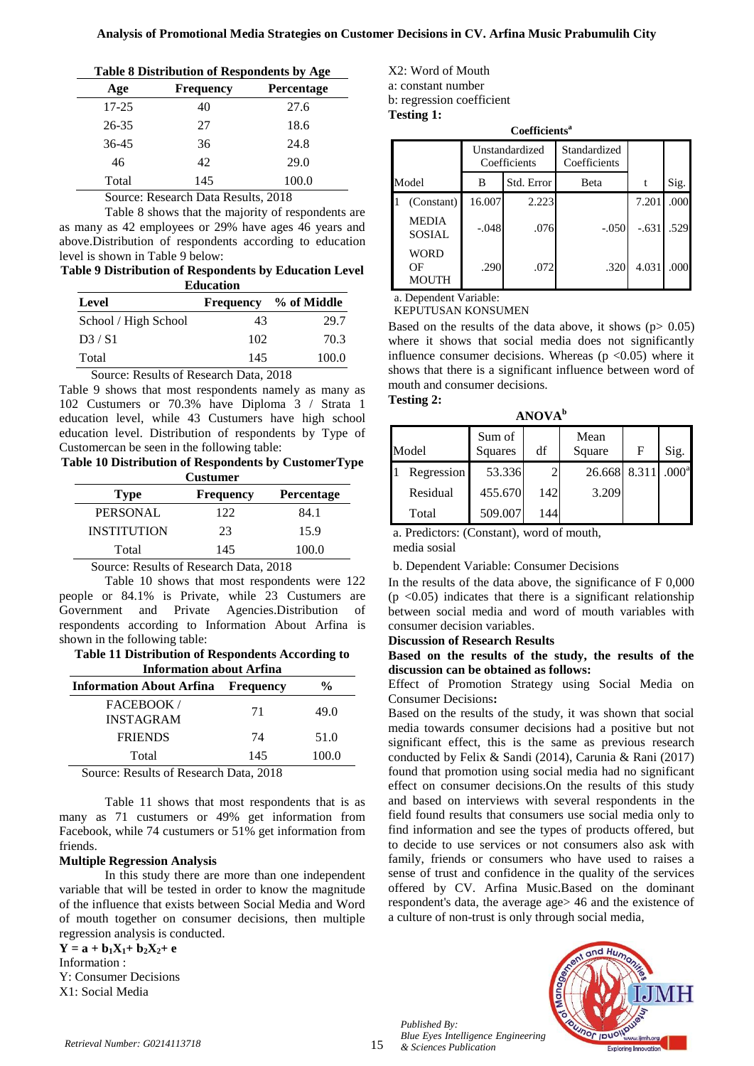**Table 8 Distribution of Respondents by Age**

| Age | Frequency | Percentage |
|---|---|---|
| 17-25 | 40 | 27.6 |
| 26-35 | 27 | 18.6 |
| 36-45 | 36 | 24.8 |
| 46 | 42 | 29.0 |
| Total | 145 | 100.0 |

Source: Research Data Results, 2018

Table 8 shows that the majority of respondents are as many as 42 employees or 29% have ages 46 years and above.Distribution of respondents according to education level is shown in Table 9 below:

**Table 9 Distribution of Respondents by Education Level**

| Education | | |
|---|---|---|
| Level | Frequency | % of Middle |
| School / High School | 43 | 29.7 |
| D3 / S1 | 102 | 70.3 |
| Total | 145 | 100.0 |

Source: Results of Research Data, 2018

Table 9 shows that most respondents namely as many as 102 Custumers or 70.3% have Diploma 3 / Strata 1 education level, while 43 Custumers have high school education level. Distribution of respondents by Type of Customercan be seen in the following table:

**Table 10 Distribution of Respondents by CustomerType**

| Custumer | | |
|---|---|---|
| Type | Frequency | Percentage |
| PERSONAL | 122 | 84.1 |
| INSTITUTION | 23 | 15.9 |
| Total | 145 | 100.0 |

Source: Results of Research Data, 2018

Table 10 shows that most respondents were 122 people or 84.1% is Private, while 23 Custumers are Government and Private Agencies.Distribution of respondents according to Information About Arfina is shown in the following table:

**Table 11 Distribution of Respondents According to Information about Arfina**

| Information About Arfina | Frequency | % |
|---|---|---|
| FACEBOOK / INSTAGRAM | 71 | 49.0 |
| FRIENDS | 74 | 51.0 |
| Total | 145 | 100.0 |

Source: Results of Research Data, 2018

Table 11 shows that most respondents that is as many as 71 custumers or 49% get information from Facebook, while 74 customers or 51% get information from friends.

**Multiple Regression Analysis**

In this study there are more than one independent variable that will be tested in order to know the magnitude of the influence that exists between Social Media and Word of mouth together on consumer decisions, then multiple regression analysis is conducted.

$$Y = a + b_1X_1 + b_2X_2 + e$$

Information :
Y: Consumer Decisions
X1: Social Media
X2: Word of Mouth
a: constant number
b: regression coefficient

**Testing 1:**

**Coefficients[a]**

| Model | | Unstandardized Coefficients B | Unstandardized Coefficients Std. Error | Standardized Coefficients Beta | t | Sig. |
|---|---|---|---|---|---|---|
| 1 | (Constant) | 16.007 | 2.223 | | 7.201 | .000 |
| | MEDIA SOSIAL | -.048 | .076 | -.050 | -.631 | .529 |
| | WORD OF MOUTH | .290 | .072 | .320 | 4.031 | .000 |

a. Dependent Variable: KEPUTUSAN KONSUMEN

Based on the results of the data above, it shows ($p > 0.05$) where it shows that social media does not significantly influence consumer decisions. Whereas ($p < 0.05$) where it shows that there is a significant influence between word of mouth and consumer decisions.

**Testing 2:**

**ANOVA[b]**

| Model | | Sum of Squares | df | Mean Square | F | Sig. |
|---|---|---|---|---|---|---|
| 1 | Regression | 53.336 | 2 | 26.668 | 8.311 | .000[a] |
| | Residual | 455.670 | 142 | 3.209 | | |
| | Total | 509.007 | 144 | | | |

a. Predictors: (Constant), word of mouth, media sosial

b. Dependent Variable: Consumer Decisions

In the results of the data above, the significance of F 0,000 ($p < 0.05$) indicates that there is a significant relationship between social media and word of mouth variables with consumer decision variables.

**Discussion of Research Results**

**Based on the results of the study, the results of the discussion can be obtained as follows:**

Effect of Promotion Strategy using Social Media on Consumer Decisions**:**

Based on the results of the study, it was shown that social media towards consumer decisions had a positive but not significant effect, this is the same as previous research conducted by Felix & Sandi (2014), Carunia & Rani (2017) found that promotion using social media had no significant effect on consumer decisions.On the results of this study and based on interviews with several respondents in the field found results that consumers use social media only to find information and see the types of products offered, but to decide to use services or not consumers also ask with family, friends or consumers who have used to raises a sense of trust and confidence in the quality of the services offered by CV. Arfina Music.Based on the dominant respondent's data, the average age> 46 and the existence of a culture of non-trust is only through social media,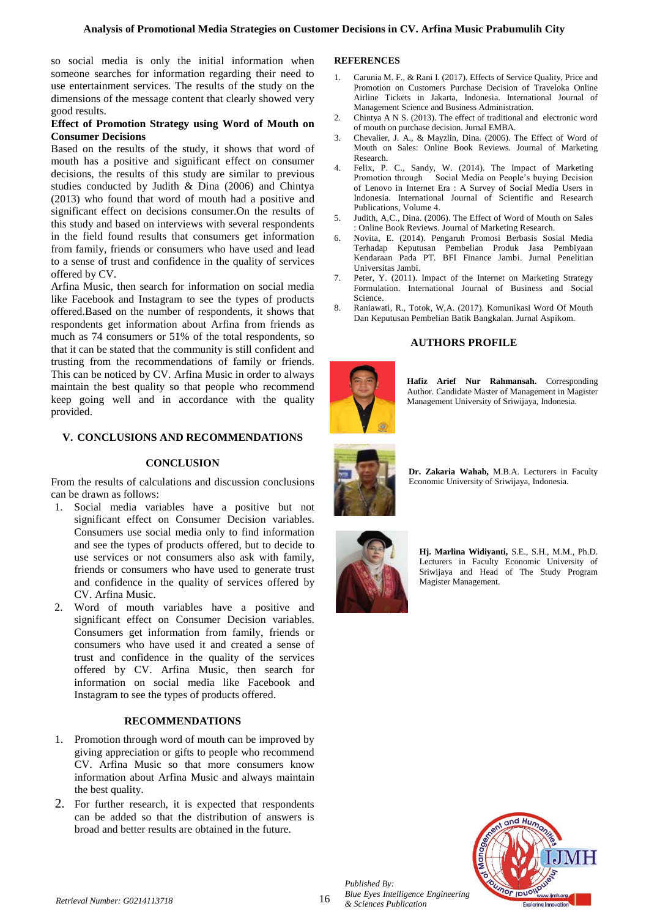so social media is only the initial information when someone searches for information regarding their need to use entertainment services. The results of the study on the dimensions of the message content that clearly showed very good results.

**Effect of Promotion Strategy using Word of Mouth on Consumer Decisions**

Based on the results of the study, it shows that word of mouth has a positive and significant effect on consumer decisions, the results of this study are similar to previous studies conducted by Judith & Dina (2006) and Chintya (2013) who found that word of mouth had a positive and significant effect on decisions consumer.On the results of this study and based on interviews with several respondents in the field found results that consumers get information from family, friends or consumers who have used and lead to a sense of trust and confidence in the quality of services offered by CV.

Arfina Music, then search for information on social media like Facebook and Instagram to see the types of products offered.Based on the number of respondents, it shows that respondents get information about Arfina from friends as much as 74 consumers or 51% of the total respondents, so that it can be stated that the community is still confident and trusting from the recommendations of family or friends. This can be noticed by CV. Arfina Music in order to always maintain the best quality so that people who recommend keep going well and in accordance with the quality provided.

## V. CONCLUSIONS AND RECOMMENDATIONS

### CONCLUSION

From the results of calculations and discussion conclusions can be drawn as follows:

1. Social media variables have a positive but not significant effect on Consumer Decision variables. Consumers use social media only to find information and see the types of products offered, but to decide to use services or not consumers also ask with family, friends or consumers who have used to generate trust and confidence in the quality of services offered by CV. Arfina Music.
2. Word of mouth variables have a positive and significant effect on Consumer Decision variables. Consumers get information from family, friends or consumers who have used it and created a sense of trust and confidence in the quality of the services offered by CV. Arfina Music, then search for information on social media like Facebook and Instagram to see the types of products offered.

### RECOMMENDATIONS

1. Promotion through word of mouth can be improved by giving appreciation or gifts to people who recommend CV. Arfina Music so that more consumers know information about Arfina Music and always maintain the best quality.
2. For further research, it is expected that respondents can be added so that the distribution of answers is broad and better results are obtained in the future.

## REFERENCES

1. Carunia M. F., & Rani I. (2017). Effects of Service Quality, Price and Promotion on Customers Purchase Decision of Traveloka Online Airline Tickets in Jakarta, Indonesia. International Journal of Management Science and Business Administration.
2. Chintya A N S. (2013). The effect of traditional and electronic word of mouth on purchase decision. Jurnal EMBA.
3. Chevalier, J. A., & Mayzlin, Dina. (2006). The Effect of Word of Mouth on Sales: Online Book Reviews. Journal of Marketing Research.
4. Felix, P. C., Sandy, W. (2014). The Impact of Marketing Promotion through Social Media on People's buying Decision of Lenovo in Internet Era : A Survey of Social Media Users in Indonesia. International Journal of Scientific and Research Publications, Volume 4.
5. Judith, A,C., Dina. (2006). The Effect of Word of Mouth on Sales : Online Book Reviews. Journal of Marketing Research.
6. Novita, E. (2014). Pengaruh Promosi Berbasis Sosial Media Terhadap Keputusan Pembelian Produk Jasa Pembiayaan Kendaraan Pada PT. BFI Finance Jambi. Jurnal Penelitian Universitas Jambi.
7. Peter, Y. (2011). Impact of the Internet on Marketing Strategy Formulation. International Journal of Business and Social Science.
8. Raniawati, R., Totok, W,A. (2017). Komunikasi Word Of Mouth Dan Keputusan Pembelian Batik Bangkalan. Jurnal Aspikom.

### AUTHORS PROFILE

**Hafiz Arief Nur Rahmansah.** Corresponding Author. Candidate Master of Management in Magister Management University of Sriwijaya, Indonesia.

**Dr. Zakaria Wahab,** M.B.A. Lecturers in Faculty Economic University of Sriwijaya, Indonesia.

**Hj. Marlina Widiyanti,** S.E., S.H., M.M., Ph.D. Lecturers in Faculty Economic University of Sriwijaya and Head of The Study Program Magister Management.